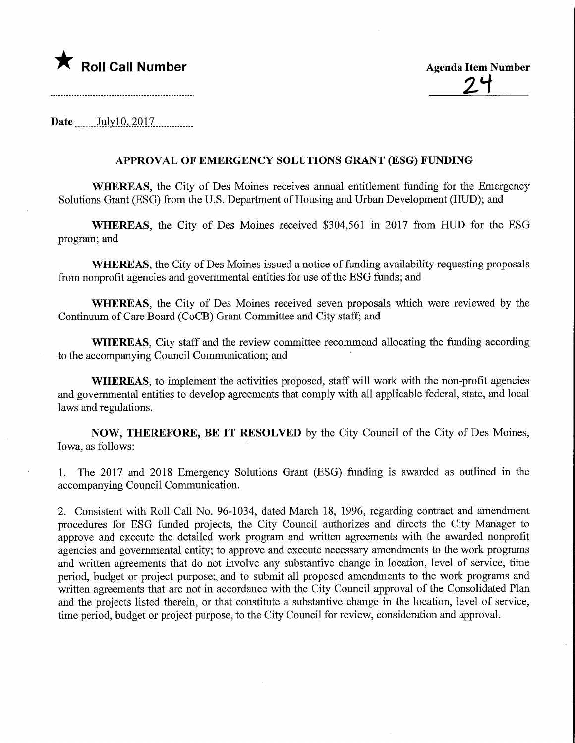★ **Roll Call Number**

**Agenda Item Number**
24

**Date** July10, 2017

## APPROVAL OF EMERGENCY SOLUTIONS GRANT (ESG) FUNDING

**WHEREAS**, the City of Des Moines receives annual entitlement funding for the Emergency Solutions Grant (ESG) from the U.S. Department of Housing and Urban Development (HUD); and

**WHEREAS**, the City of Des Moines received $304,561 in 2017 from HUD for the ESG program; and

**WHEREAS**, the City of Des Moines issued a notice of funding availability requesting proposals from nonprofit agencies and governmental entities for use of the ESG funds; and

**WHEREAS**, the City of Des Moines received seven proposals which were reviewed by the Continuum of Care Board (CoCB) Grant Committee and City staff; and

**WHEREAS**, City staff and the review committee recommend allocating the funding according to the accompanying Council Communication; and

**WHEREAS**, to implement the activities proposed, staff will work with the non-profit agencies and governmental entities to develop agreements that comply with all applicable federal, state, and local laws and regulations.

**NOW, THEREFORE, BE IT RESOLVED** by the City Council of the City of Des Moines, Iowa, as follows:

1. The 2017 and 2018 Emergency Solutions Grant (ESG) funding is awarded as outlined in the accompanying Council Communication.

2. Consistent with Roll Call No. 96-1034, dated March 18, 1996, regarding contract and amendment procedures for ESG funded projects, the City Council authorizes and directs the City Manager to approve and execute the detailed work program and written agreements with the awarded nonprofit agencies and governmental entity; to approve and execute necessary amendments to the work programs and written agreements that do not involve any substantive change in location, level of service, time period, budget or project purpose;, and to submit all proposed amendments to the work programs and written agreements that are not in accordance with the City Council approval of the Consolidated Plan and the projects listed therein, or that constitute a substantive change in the location, level of service, time period, budget or project purpose, to the City Council for review, consideration and approval.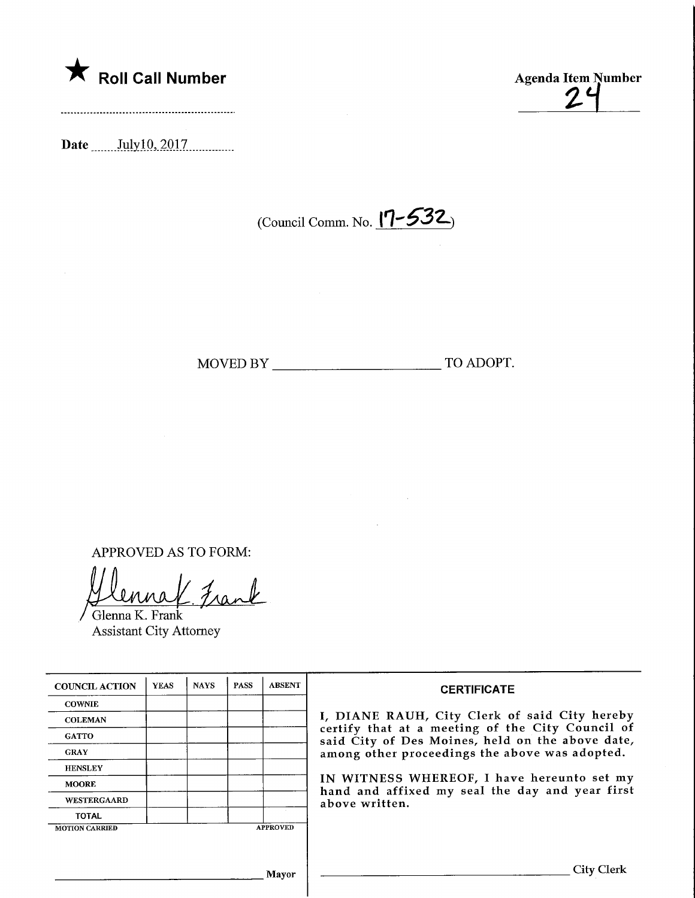★ **Roll Call Number**

Agenda Item Number
24

Date July10, 2017

(Council Comm. No. 17-532)

MOVED BY ________________________ TO ADOPT.

APPROVED AS TO FORM:

Glenna K. Frank
Assistant City Attorney

| COUNCIL ACTION | YEAS | NAYS | PASS | ABSENT |
|---|---|---|---|---|
| COWNIE | | | | |
| COLEMAN | | | | |
| GATTO | | | | |
| GRAY | | | | |
| HENSLEY | | | | |
| MOORE | | | | |
| WESTERGAARD | | | | |
| TOTAL | | | | |

MOTION CARRIED APPROVED

________________________ Mayor

**CERTIFICATE**

I, DIANE RAUH, City Clerk of said City hereby certify that at a meeting of the City Council of said City of Des Moines, held on the above date, among other proceedings the above was adopted.

IN WITNESS WHEREOF, I have hereunto set my hand and affixed my seal the day and year first above written.

________________________ City Clerk